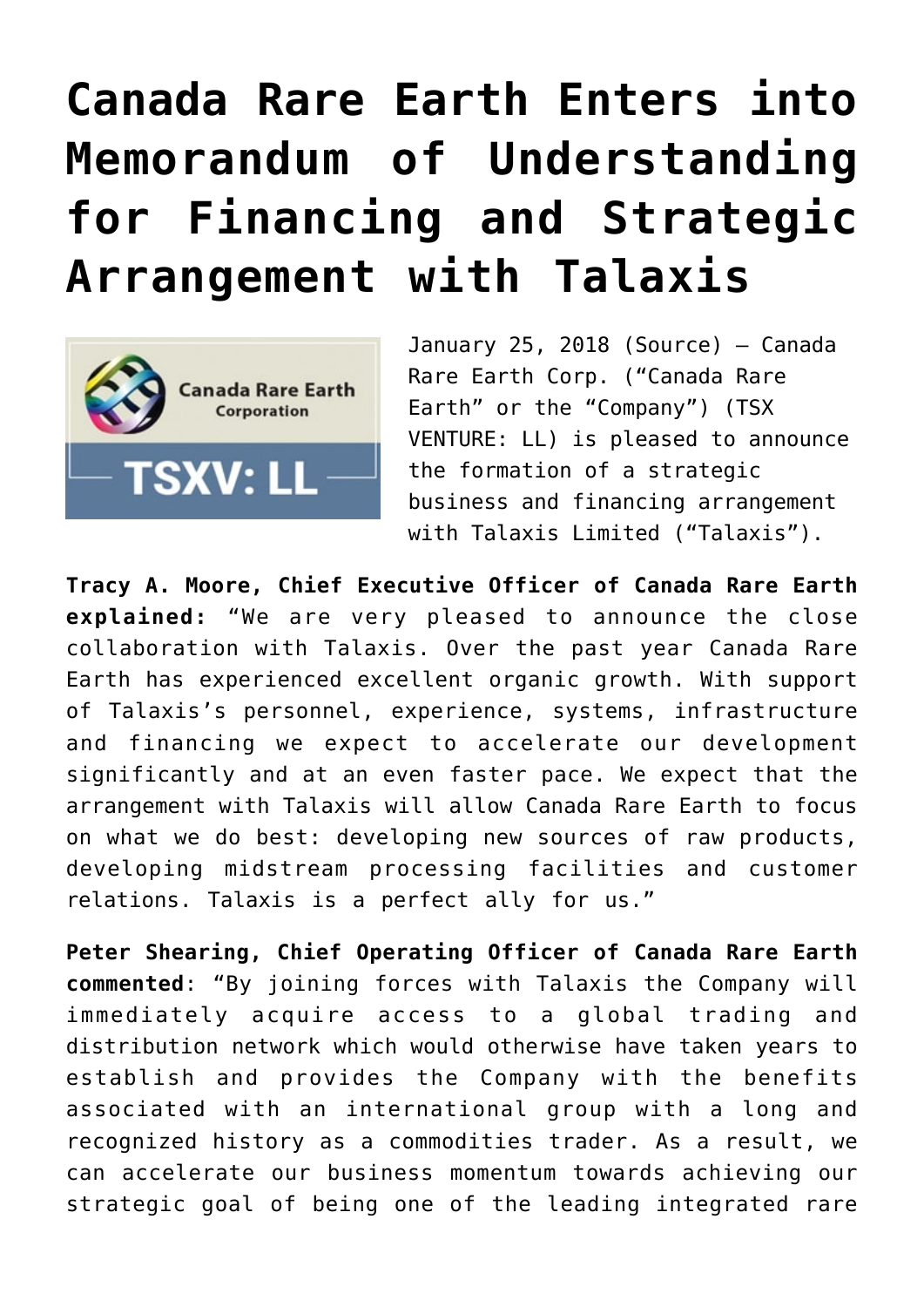# Canada Rare Earth Enters into Memorandum of Understanding for Financing and Strategic Arrangement with Talaxis

January 25, 2018 (Source) — Canada Rare Earth Corp. ("Canada Rare Earth" or the "Company") (TSX VENTURE: LL) is pleased to announce the formation of a strategic business and financing arrangement with Talaxis Limited ("Talaxis").

**Tracy A. Moore, Chief Executive Officer of Canada Rare Earth explained:** "We are very pleased to announce the close collaboration with Talaxis. Over the past year Canada Rare Earth has experienced excellent organic growth. With support of Talaxis's personnel, experience, systems, infrastructure and financing we expect to accelerate our development significantly and at an even faster pace. We expect that the arrangement with Talaxis will allow Canada Rare Earth to focus on what we do best: developing new sources of raw products, developing midstream processing facilities and customer relations. Talaxis is a perfect ally for us."

**Peter Shearing, Chief Operating Officer of Canada Rare Earth commented**: "By joining forces with Talaxis the Company will immediately acquire access to a global trading and distribution network which would otherwise have taken years to establish and provides the Company with the benefits associated with an international group with a long and recognized history as a commodities trader. As a result, we can accelerate our business momentum towards achieving our strategic goal of being one of the leading integrated rare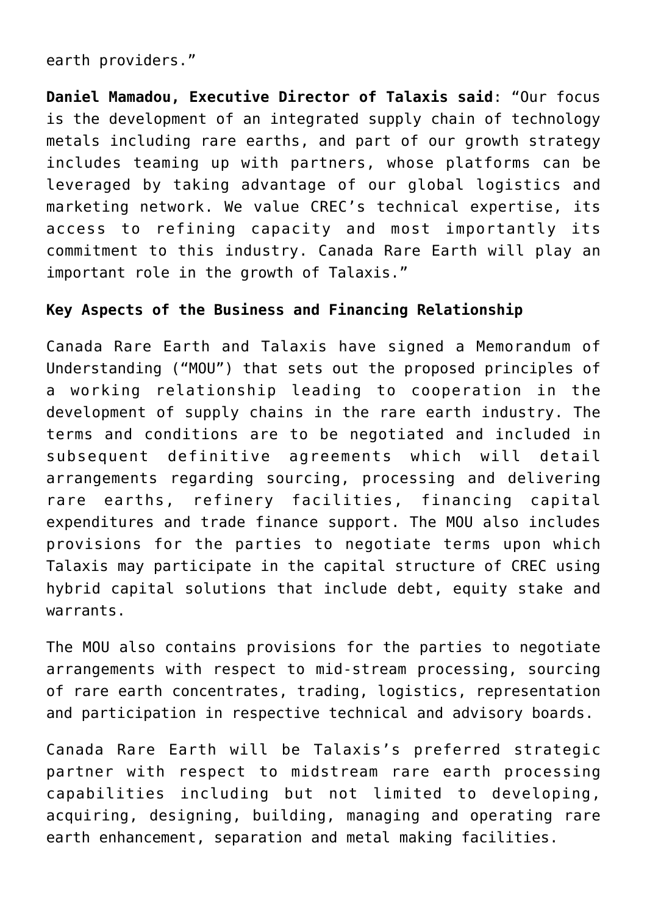earth providers."

**Daniel Mamadou, Executive Director of Talaxis said**: "Our focus is the development of an integrated supply chain of technology metals including rare earths, and part of our growth strategy includes teaming up with partners, whose platforms can be leveraged by taking advantage of our global logistics and marketing network. We value CREC's technical expertise, its access to refining capacity and most importantly its commitment to this industry. Canada Rare Earth will play an important role in the growth of Talaxis."

**Key Aspects of the Business and Financing Relationship**

Canada Rare Earth and Talaxis have signed a Memorandum of Understanding ("MOU") that sets out the proposed principles of a working relationship leading to cooperation in the development of supply chains in the rare earth industry. The terms and conditions are to be negotiated and included in subsequent definitive agreements which will detail arrangements regarding sourcing, processing and delivering rare earths, refinery facilities, financing capital expenditures and trade finance support. The MOU also includes provisions for the parties to negotiate terms upon which Talaxis may participate in the capital structure of CREC using hybrid capital solutions that include debt, equity stake and warrants.

The MOU also contains provisions for the parties to negotiate arrangements with respect to mid-stream processing, sourcing of rare earth concentrates, trading, logistics, representation and participation in respective technical and advisory boards.

Canada Rare Earth will be Talaxis's preferred strategic partner with respect to midstream rare earth processing capabilities including but not limited to developing, acquiring, designing, building, managing and operating rare earth enhancement, separation and metal making facilities.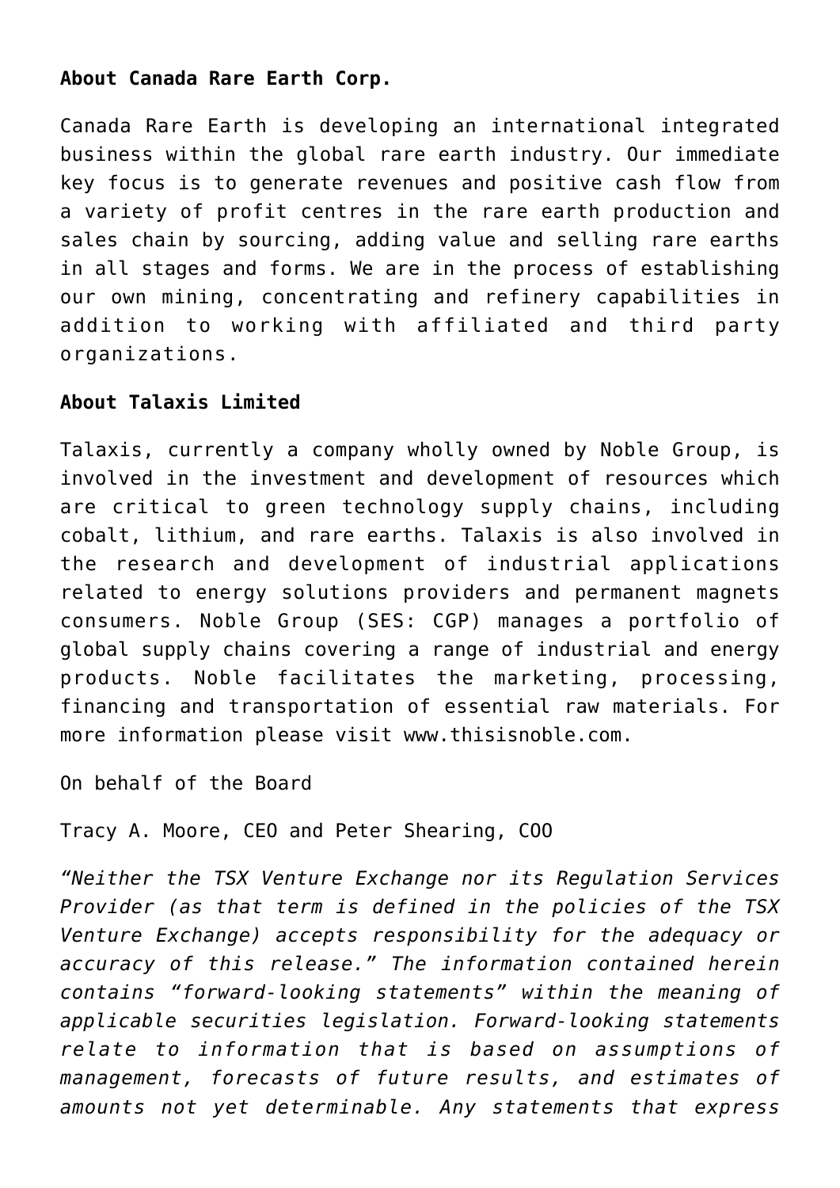**About Canada Rare Earth Corp.**

Canada Rare Earth is developing an international integrated business within the global rare earth industry. Our immediate key focus is to generate revenues and positive cash flow from a variety of profit centres in the rare earth production and sales chain by sourcing, adding value and selling rare earths in all stages and forms. We are in the process of establishing our own mining, concentrating and refinery capabilities in addition to working with affiliated and third party organizations.

**About Talaxis Limited**

Talaxis, currently a company wholly owned by Noble Group, is involved in the investment and development of resources which are critical to green technology supply chains, including cobalt, lithium, and rare earths. Talaxis is also involved in the research and development of industrial applications related to energy solutions providers and permanent magnets consumers. Noble Group (SES: CGP) manages a portfolio of global supply chains covering a range of industrial and energy products. Noble facilitates the marketing, processing, financing and transportation of essential raw materials. For more information please visit www.thisisnoble.com.

On behalf of the Board

Tracy A. Moore, CEO and Peter Shearing, COO

*"Neither the TSX Venture Exchange nor its Regulation Services Provider (as that term is defined in the policies of the TSX Venture Exchange) accepts responsibility for the adequacy or accuracy of this release." The information contained herein contains "forward-looking statements" within the meaning of applicable securities legislation. Forward-looking statements relate to information that is based on assumptions of management, forecasts of future results, and estimates of amounts not yet determinable. Any statements that express*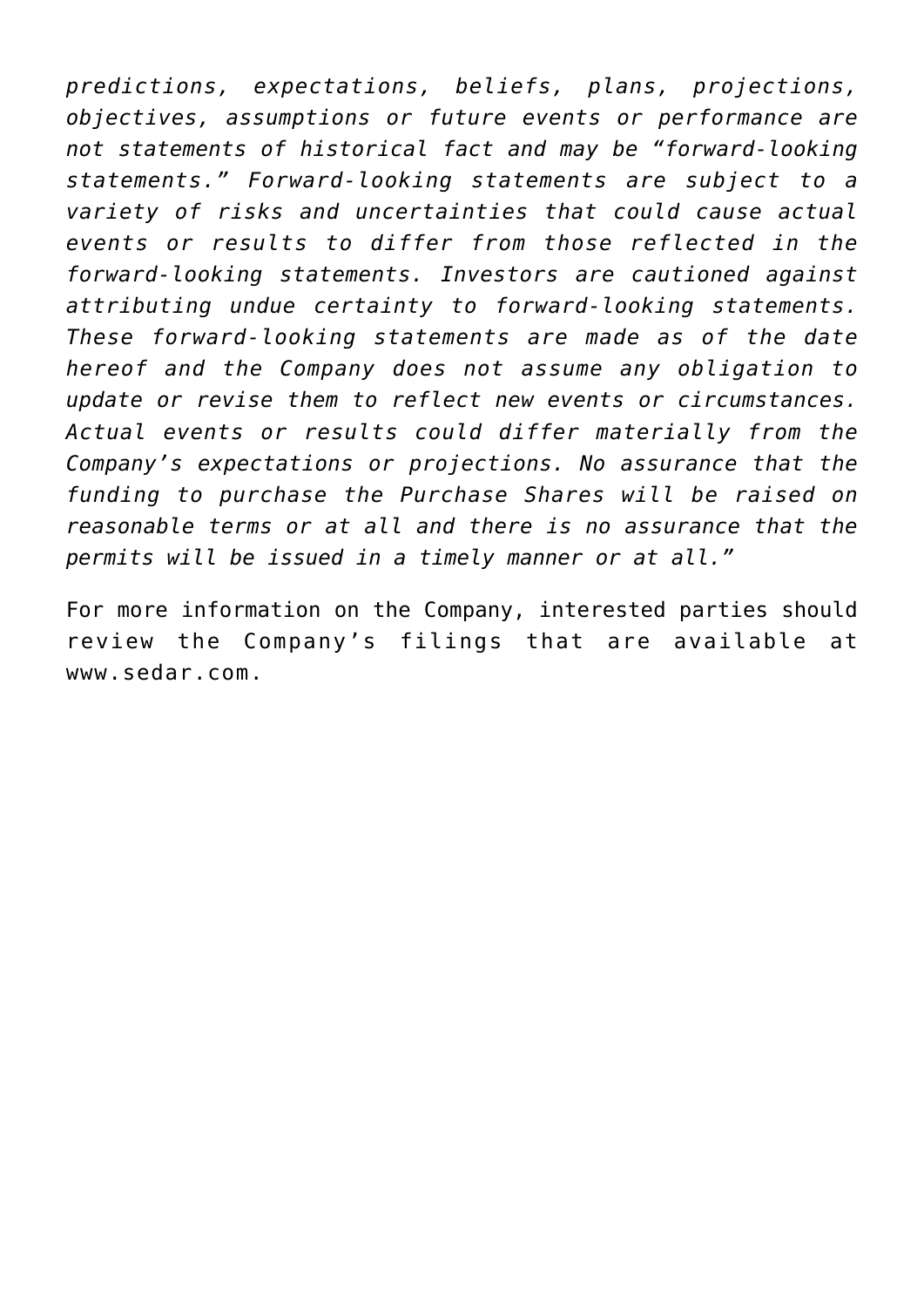*predictions, expectations, beliefs, plans, projections, objectives, assumptions or future events or performance are not statements of historical fact and may be "forward-looking statements." Forward-looking statements are subject to a variety of risks and uncertainties that could cause actual events or results to differ from those reflected in the forward-looking statements. Investors are cautioned against attributing undue certainty to forward-looking statements. These forward-looking statements are made as of the date hereof and the Company does not assume any obligation to update or revise them to reflect new events or circumstances. Actual events or results could differ materially from the Company's expectations or projections. No assurance that the funding to purchase the Purchase Shares will be raised on reasonable terms or at all and there is no assurance that the permits will be issued in a timely manner or at all."*

For more information on the Company, interested parties should review the Company's filings that are available at www.sedar.com.